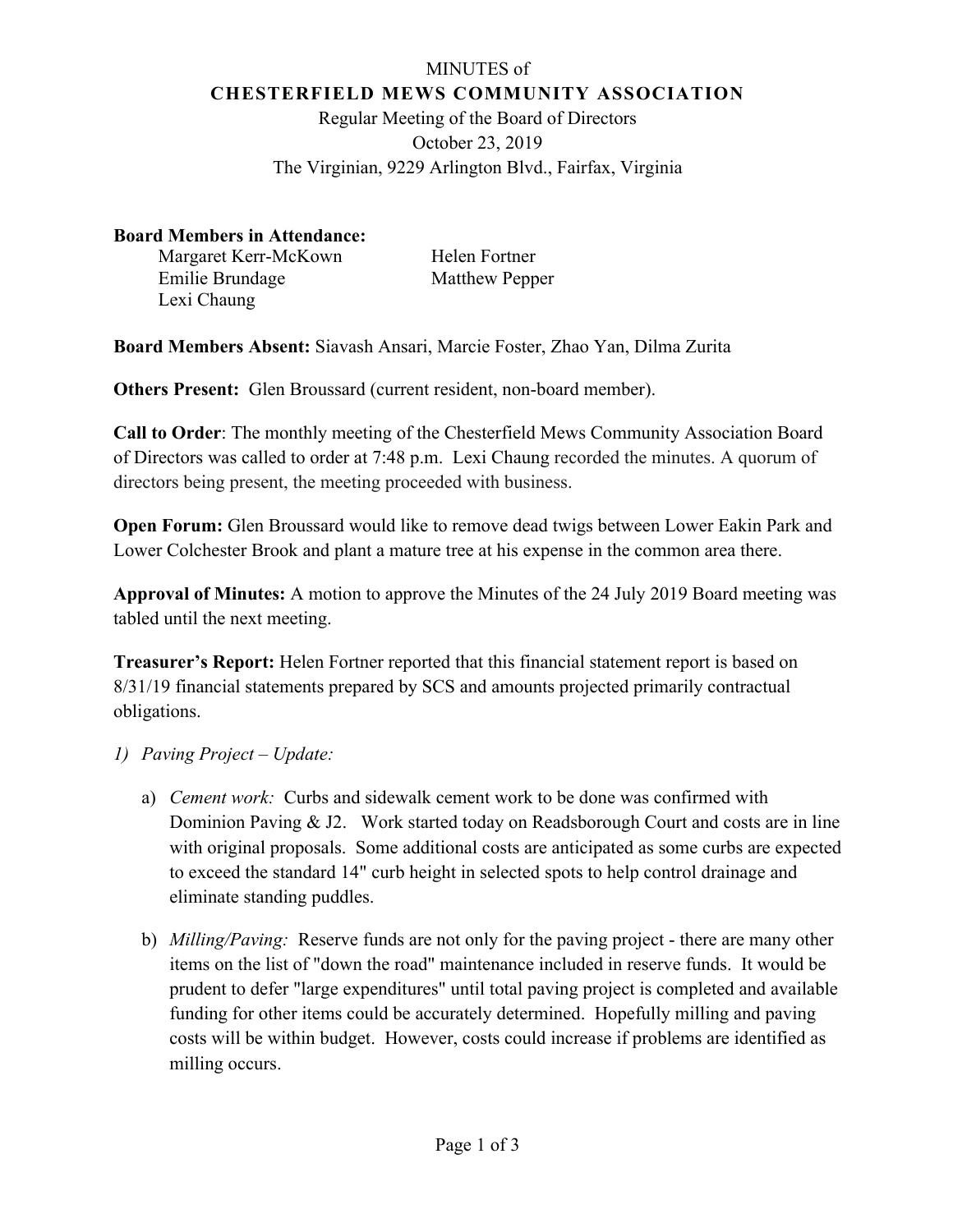MINUTES of

**CHESTERFIELD MEWS COMMUNITY ASSOCIATION**

Regular Meeting of the Board of Directors

October 23, 2019

The Virginian, 9229 Arlington Blvd., Fairfax, Virginia

**Board Members in Attendance:**

Margaret Kerr-McKown
Emilie Brundage
Lexi Chaung
Helen Fortner
Matthew Pepper

**Board Members Absent:** Siavash Ansari, Marcie Foster, Zhao Yan, Dilma Zurita

**Others Present:** Glen Broussard (current resident, non-board member).

**Call to Order**: The monthly meeting of the Chesterfield Mews Community Association Board of Directors was called to order at 7:48 p.m. Lexi Chaung recorded the minutes. A quorum of directors being present, the meeting proceeded with business.

**Open Forum:** Glen Broussard would like to remove dead twigs between Lower Eakin Park and Lower Colchester Brook and plant a mature tree at his expense in the common area there.

**Approval of Minutes:** A motion to approve the Minutes of the 24 July 2019 Board meeting was tabled until the next meeting.

**Treasurer's Report:** Helen Fortner reported that this financial statement report is based on 8/31/19 financial statements prepared by SCS and amounts projected primarily contractual obligations.

1) *Paving Project – Update:*

   a) *Cement work:* Curbs and sidewalk cement work to be done was confirmed with Dominion Paving & J2. Work started today on Readsborough Court and costs are in line with original proposals. Some additional costs are anticipated as some curbs are expected to exceed the standard 14" curb height in selected spots to help control drainage and eliminate standing puddles.

   b) *Milling/Paving:* Reserve funds are not only for the paving project - there are many other items on the list of "down the road" maintenance included in reserve funds. It would be prudent to defer "large expenditures" until total paving project is completed and available funding for other items could be accurately determined. Hopefully milling and paving costs will be within budget. However, costs could increase if problems are identified as milling occurs.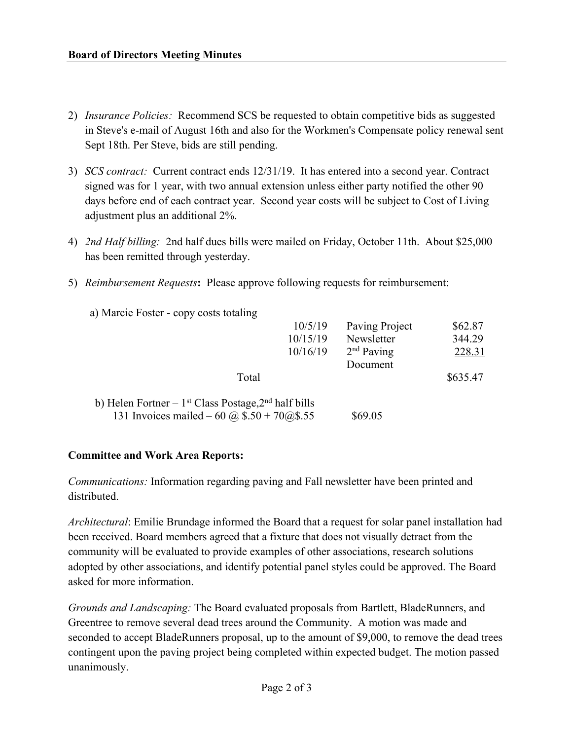**Board of Directors Meeting Minutes**

2) *Insurance Policies:* Recommend SCS be requested to obtain competitive bids as suggested in Steve's e-mail of August 16th and also for the Workmen's Compensate policy renewal sent Sept 18th. Per Steve, bids are still pending.

3) *SCS contract:* Current contract ends 12/31/19. It has entered into a second year. Contract signed was for 1 year, with two annual extension unless either party notified the other 90 days before end of each contract year. Second year costs will be subject to Cost of Living adjustment plus an additional 2%.

4) *2nd Half billing:* 2nd half dues bills were mailed on Friday, October 11th. About $25,000 has been remitted through yesterday.

5) *Reimbursement Requests***:** Please approve following requests for reimbursement:

a) Marcie Foster - copy costs totaling

| | | |
|---|---|---|
| 10/5/19 | Paving Project | $62.87 |
| 10/15/19 | Newsletter | 344.29 |
| 10/16/19 | 2nd Paving Document | 228.31 |
| Total | | $635.47 |

b) Helen Fortner – 1st Class Postage, 2nd half bills
131 Invoices mailed – 60 @ $.50 + 70@$.55 $69.05

**Committee and Work Area Reports:**

*Communications:* Information regarding paving and Fall newsletter have been printed and distributed.

*Architectural*: Emilie Brundage informed the Board that a request for solar panel installation had been received. Board members agreed that a fixture that does not visually detract from the community will be evaluated to provide examples of other associations, research solutions adopted by other associations, and identify potential panel styles could be approved. The Board asked for more information.

*Grounds and Landscaping:* The Board evaluated proposals from Bartlett, BladeRunners, and Greentree to remove several dead trees around the Community. A motion was made and seconded to accept BladeRunners proposal, up to the amount of $9,000, to remove the dead trees contingent upon the paving project being completed within expected budget. The motion passed unanimously.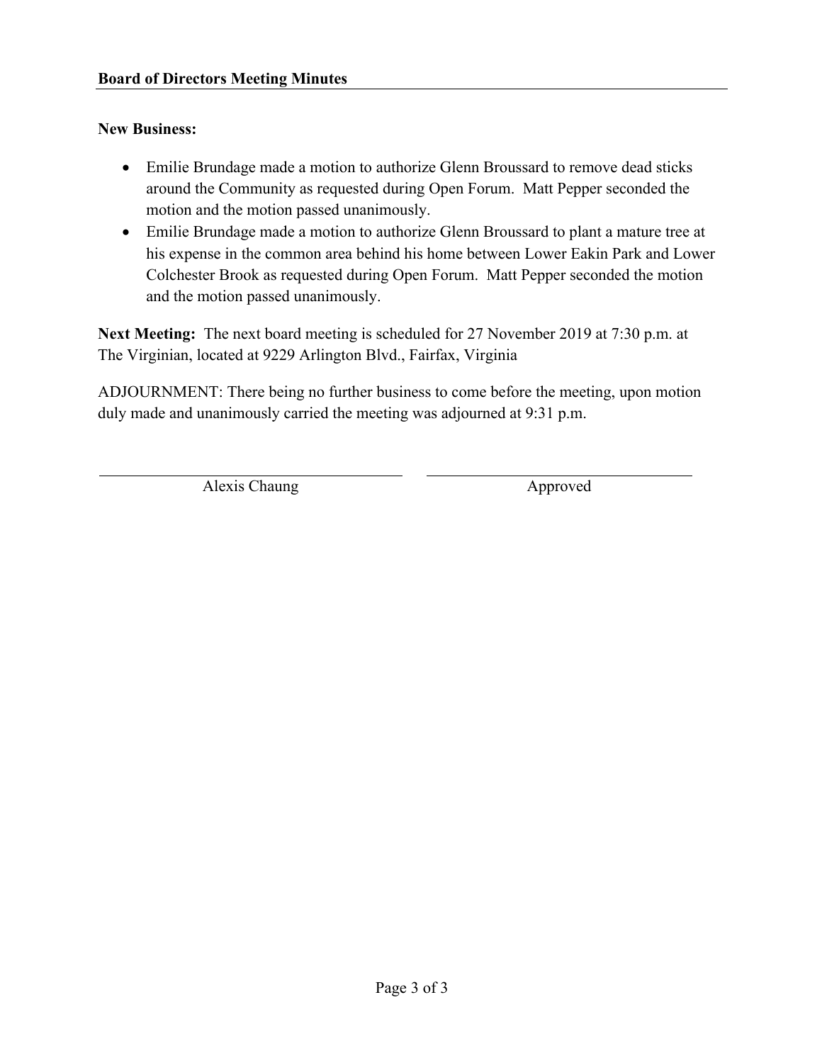**New Business:**

- Emilie Brundage made a motion to authorize Glenn Broussard to remove dead sticks around the Community as requested during Open Forum. Matt Pepper seconded the motion and the motion passed unanimously.
- Emilie Brundage made a motion to authorize Glenn Broussard to plant a mature tree at his expense in the common area behind his home between Lower Eakin Park and Lower Colchester Brook as requested during Open Forum. Matt Pepper seconded the motion and the motion passed unanimously.

**Next Meeting:** The next board meeting is scheduled for 27 November 2019 at 7:30 p.m. at The Virginian, located at 9229 Arlington Blvd., Fairfax, Virginia

ADJOURNMENT: There being no further business to come before the meeting, upon motion duly made and unanimously carried the meeting was adjourned at 9:31 p.m.

| | |
|---|---|
| Alexis Chaung | Approved |